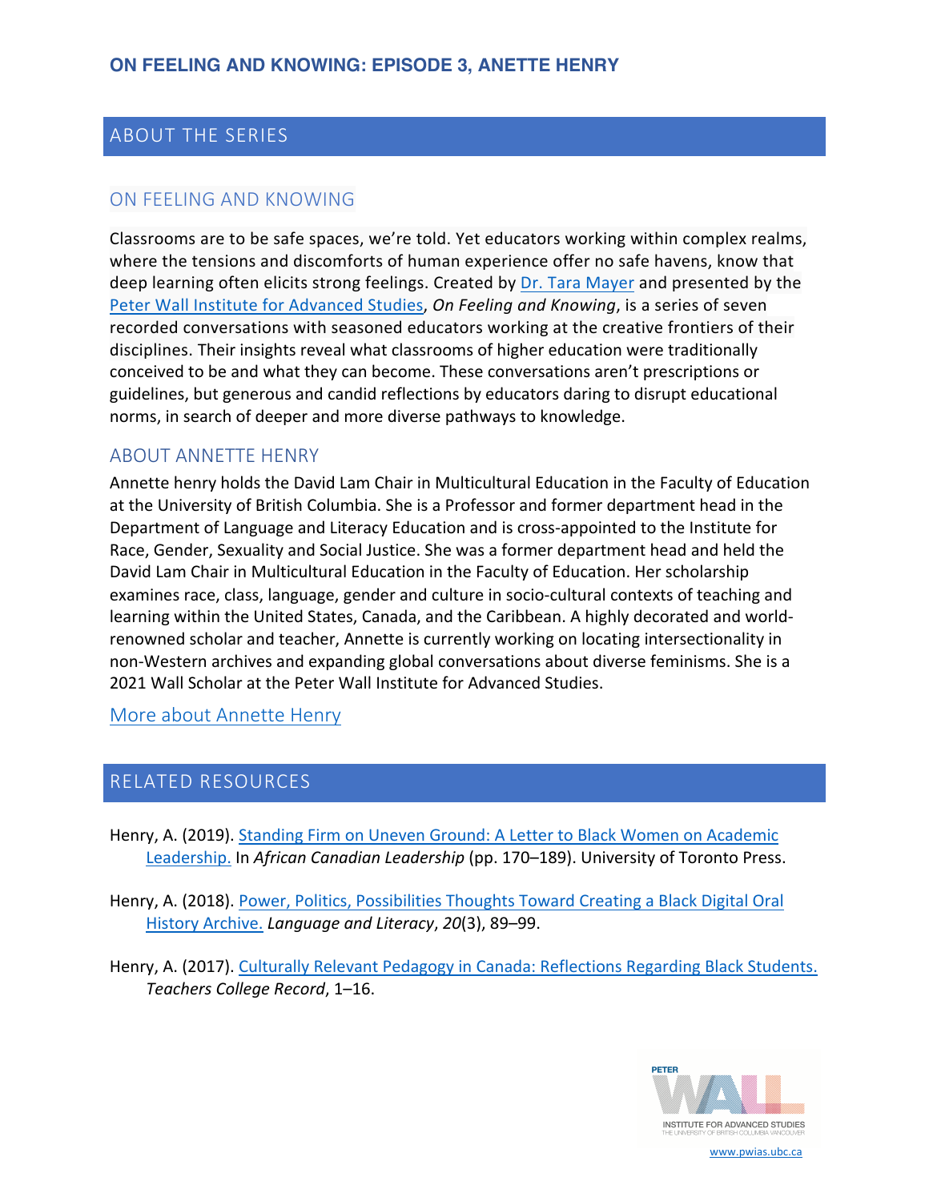# ON FEELING AND KNOWING: EPISODE 3, ANETTE HENRY

## ABOUT THE SERIES

### ON FEELING AND KNOWING

Classrooms are to be safe spaces, we're told. Yet educators working within complex realms, where the tensions and discomforts of human experience offer no safe havens, know that deep learning often elicits strong feelings. Created by Dr. Tara Mayer and presented by the Peter Wall Institute for Advanced Studies, *On Feeling and Knowing*, is a series of seven recorded conversations with seasoned educators working at the creative frontiers of their disciplines. Their insights reveal what classrooms of higher education were traditionally conceived to be and what they can become. These conversations aren't prescriptions or guidelines, but generous and candid reflections by educators daring to disrupt educational norms, in search of deeper and more diverse pathways to knowledge.

### ABOUT ANNETTE HENRY

Annette henry holds the David Lam Chair in Multicultural Education in the Faculty of Education at the University of British Columbia. She is a Professor and former department head in the Department of Language and Literacy Education and is cross-appointed to the Institute for Race, Gender, Sexuality and Social Justice. She was a former department head and held the David Lam Chair in Multicultural Education in the Faculty of Education. Her scholarship examines race, class, language, gender and culture in socio-cultural contexts of teaching and learning within the United States, Canada, and the Caribbean. A highly decorated and world-renowned scholar and teacher, Annette is currently working on locating intersectionality in non-Western archives and expanding global conversations about diverse feminisms. She is a 2021 Wall Scholar at the Peter Wall Institute for Advanced Studies.

More about Annette Henry

## RELATED RESOURCES

Henry, A. (2019). Standing Firm on Uneven Ground: A Letter to Black Women on Academic Leadership. In *African Canadian Leadership* (pp. 170–189). University of Toronto Press.

Henry, A. (2018). Power, Politics, Possibilities Thoughts Toward Creating a Black Digital Oral History Archive. *Language and Literacy*, *20*(3), 89–99.

Henry, A. (2017). Culturally Relevant Pedagogy in Canada: Reflections Regarding Black Students. *Teachers College Record*, 1–16.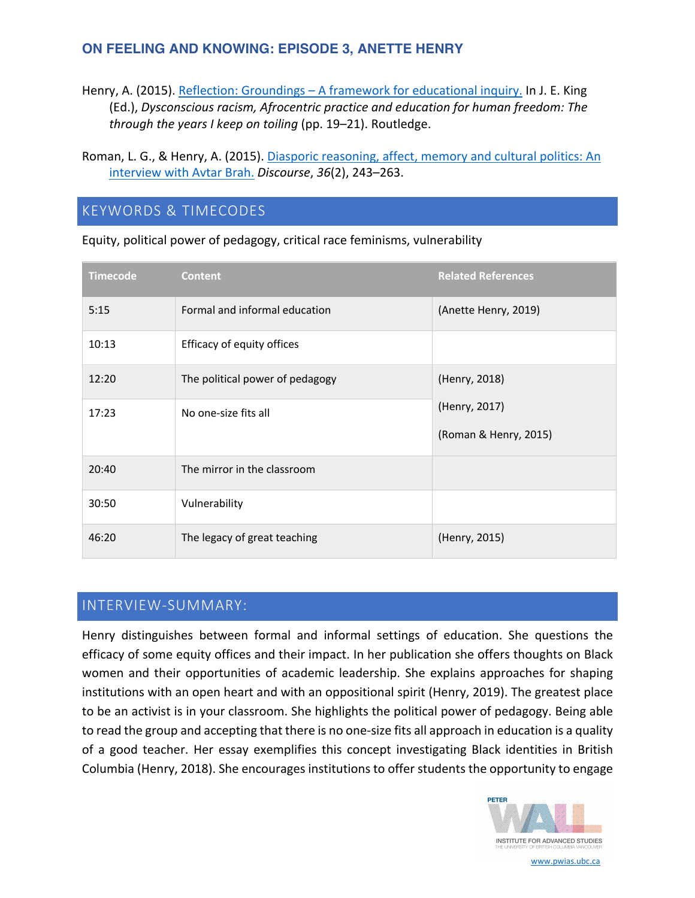## ON FEELING AND KNOWING: EPISODE 3, ANETTE HENRY

Henry, A. (2015). Reflection: Groundings – A framework for educational inquiry. In J. E. King (Ed.), *Dysconscious racism, Afrocentric practice and education for human freedom: The through the years I keep on toiling* (pp. 19–21). Routledge.

Roman, L. G., & Henry, A. (2015). Diasporic reasoning, affect, memory and cultural politics: An interview with Avtar Brah. *Discourse*, *36*(2), 243–263.

## KEYWORDS & TIMECODES

Equity, political power of pedagogy, critical race feminisms, vulnerability

| Timecode | Content | Related References |
|---|---|---|
| 5:15 | Formal and informal education | (Anette Henry, 2019) |
| 10:13 | Efficacy of equity offices | |
| 12:20 | The political power of pedagogy | (Henry, 2018) (Henry, 2017) (Roman & Henry, 2015) |
| 17:23 | No one-size fits all | |
| 20:40 | The mirror in the classroom | |
| 30:50 | Vulnerability | |
| 46:20 | The legacy of great teaching | (Henry, 2015) |

## INTERVIEW-SUMMARY:

Henry distinguishes between formal and informal settings of education. She questions the efficacy of some equity offices and their impact. In her publication she offers thoughts on Black women and their opportunities of academic leadership. She explains approaches for shaping institutions with an open heart and with an oppositional spirit (Henry, 2019). The greatest place to be an activist is in your classroom. She highlights the political power of pedagogy. Being able to read the group and accepting that there is no one-size fits all approach in education is a quality of a good teacher. Her essay exemplifies this concept investigating Black identities in British Columbia (Henry, 2018). She encourages institutions to offer students the opportunity to engage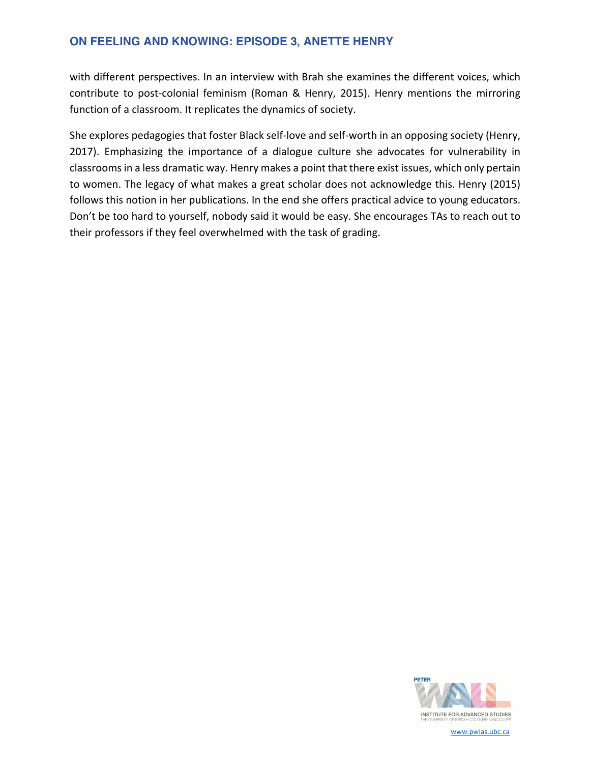with different perspectives. In an interview with Brah she examines the different voices, which contribute to post-colonial feminism (Roman & Henry, 2015). Henry mentions the mirroring function of a classroom. It replicates the dynamics of society.

She explores pedagogies that foster Black self-love and self-worth in an opposing society (Henry, 2017). Emphasizing the importance of a dialogue culture she advocates for vulnerability in classrooms in a less dramatic way. Henry makes a point that there exist issues, which only pertain to women. The legacy of what makes a great scholar does not acknowledge this. Henry (2015) follows this notion in her publications. In the end she offers practical advice to young educators. Don't be too hard to yourself, nobody said it would be easy. She encourages TAs to reach out to their professors if they feel overwhelmed with the task of grading.